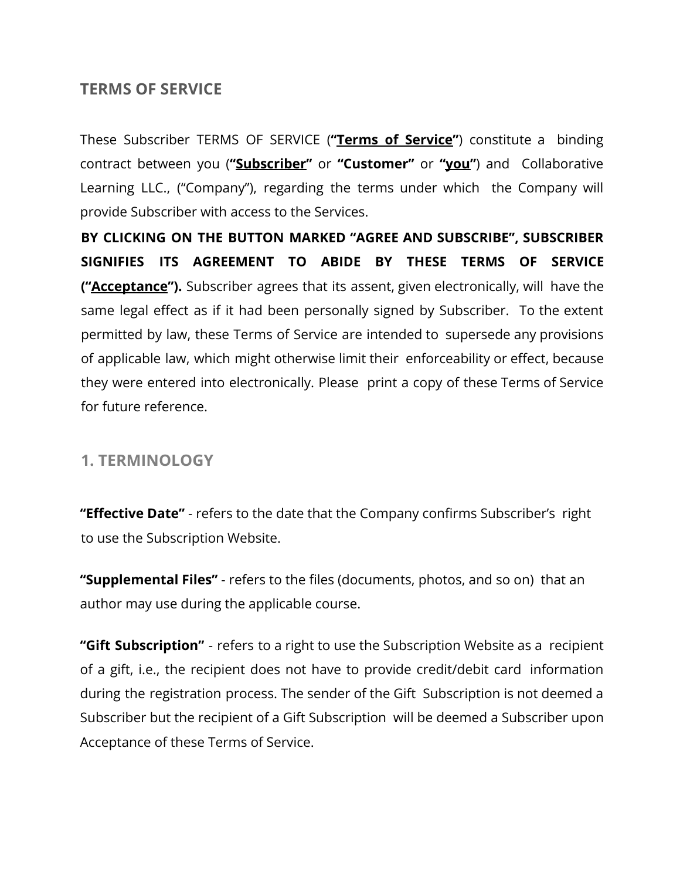# TERMS OF SERVICE

These Subscriber TERMS OF SERVICE (**"<u>Terms of Service</u>"**) constitute a binding contract between you (**"<u>Subscriber</u>"** or **"Customer"** or **"<u>you</u>"**) and Collaborative Learning LLC., ("Company"), regarding the terms under which the Company will provide Subscriber with access to the Services.

**BY CLICKING ON THE BUTTON MARKED "AGREE AND SUBSCRIBE", SUBSCRIBER SIGNIFIES ITS AGREEMENT TO ABIDE BY THESE TERMS OF SERVICE ("<u>Acceptance</u>").** Subscriber agrees that its assent, given electronically, will have the same legal effect as if it had been personally signed by Subscriber. To the extent permitted by law, these Terms of Service are intended to supersede any provisions of applicable law, which might otherwise limit their enforceability or effect, because they were entered into electronically. Please print a copy of these Terms of Service for future reference.

## 1. TERMINOLOGY

**"Effective Date"** - refers to the date that the Company confirms Subscriber's right to use the Subscription Website.

**"Supplemental Files"** - refers to the files (documents, photos, and so on) that an author may use during the applicable course.

**"Gift Subscription"** - refers to a right to use the Subscription Website as a recipient of a gift, i.e., the recipient does not have to provide credit/debit card information during the registration process. The sender of the Gift Subscription is not deemed a Subscriber but the recipient of a Gift Subscription will be deemed a Subscriber upon Acceptance of these Terms of Service.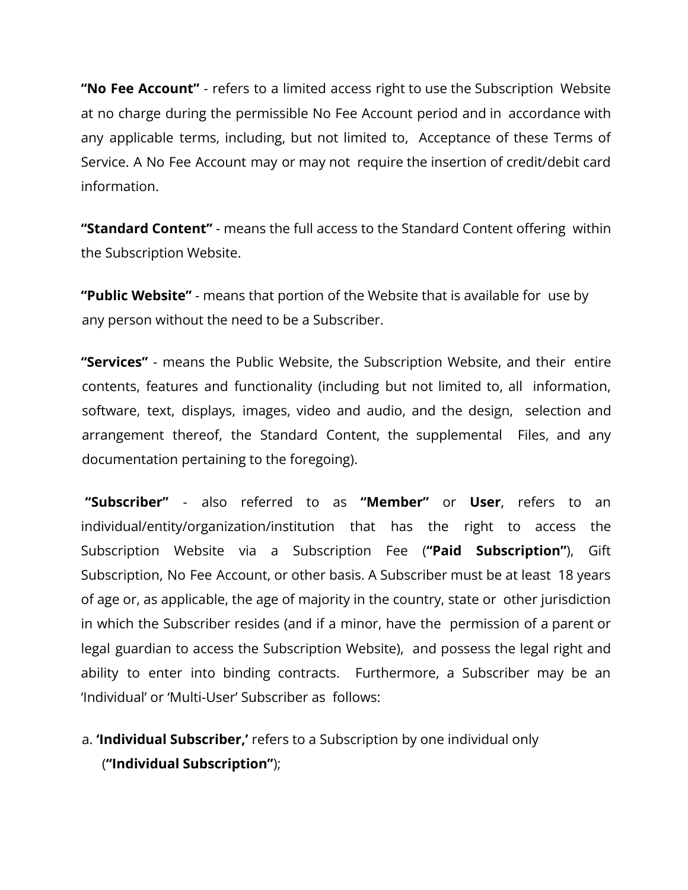**“No Fee Account”** - refers to a limited access right to use the Subscription Website at no charge during the permissible No Fee Account period and in accordance with any applicable terms, including, but not limited to, Acceptance of these Terms of Service. A No Fee Account may or may not require the insertion of credit/debit card information.

**“Standard Content”** - means the full access to the Standard Content offering within the Subscription Website.

**“Public Website”** - means that portion of the Website that is available for use by any person without the need to be a Subscriber.

**“Services”** - means the Public Website, the Subscription Website, and their entire contents, features and functionality (including but not limited to, all information, software, text, displays, images, video and audio, and the design, selection and arrangement thereof, the Standard Content, the supplemental Files, and any documentation pertaining to the foregoing).

**“Subscriber”** - also referred to as **“Member”** or **User**, refers to an individual/entity/organization/institution that has the right to access the Subscription Website via a Subscription Fee (**“Paid Subscription”**), Gift Subscription, No Fee Account, or other basis. A Subscriber must be at least 18 years of age or, as applicable, the age of majority in the country, state or other jurisdiction in which the Subscriber resides (and if a minor, have the permission of a parent or legal guardian to access the Subscription Website), and possess the legal right and ability to enter into binding contracts. Furthermore, a Subscriber may be an ‘Individual’ or ‘Multi-User’ Subscriber as follows:

a. **‘Individual Subscriber,’** refers to a Subscription by one individual only (**“Individual Subscription”**);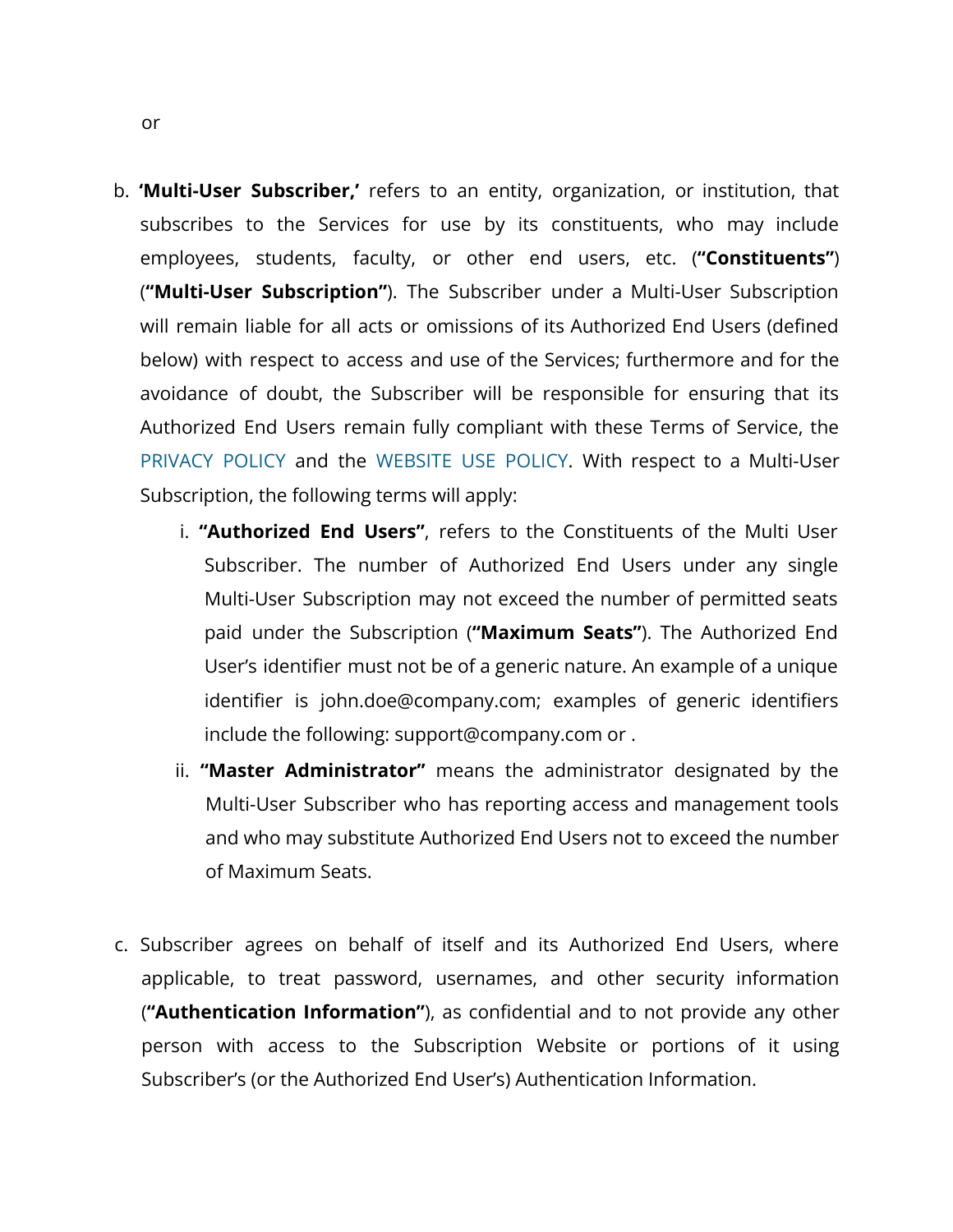or

b. **'Multi-User Subscriber,'** refers to an entity, organization, or institution, that subscribes to the Services for use by its constituents, who may include employees, students, faculty, or other end users, etc. (**"Constituents"**) (**"Multi-User Subscription"**). The Subscriber under a Multi-User Subscription will remain liable for all acts or omissions of its Authorized End Users (defined below) with respect to access and use of the Services; furthermore and for the avoidance of doubt, the Subscriber will be responsible for ensuring that its Authorized End Users remain fully compliant with these Terms of Service, the PRIVACY POLICY and the WEBSITE USE POLICY. With respect to a Multi-User Subscription, the following terms will apply:

   i. **"Authorized End Users"**, refers to the Constituents of the Multi User Subscriber. The number of Authorized End Users under any single Multi-User Subscription may not exceed the number of permitted seats paid under the Subscription (**"Maximum Seats"**). The Authorized End User's identifier must not be of a generic nature. An example of a unique identifier is john.doe@company.com; examples of generic identifiers include the following: support@company.com or .

   ii. **"Master Administrator"** means the administrator designated by the Multi-User Subscriber who has reporting access and management tools and who may substitute Authorized End Users not to exceed the number of Maximum Seats.

c. Subscriber agrees on behalf of itself and its Authorized End Users, where applicable, to treat password, usernames, and other security information (**"Authentication Information"**), as confidential and to not provide any other person with access to the Subscription Website or portions of it using Subscriber's (or the Authorized End User's) Authentication Information.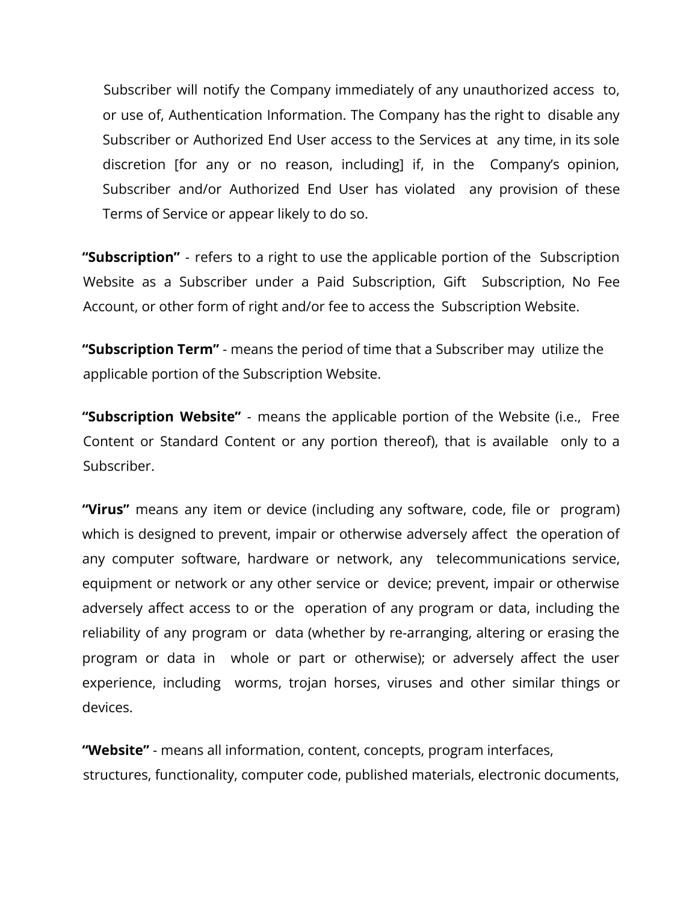Subscriber will notify the Company immediately of any unauthorized access to, or use of, Authentication Information. The Company has the right to disable any Subscriber or Authorized End User access to the Services at any time, in its sole discretion [for any or no reason, including] if, in the Company's opinion, Subscriber and/or Authorized End User has violated any provision of these Terms of Service or appear likely to do so.

**"Subscription"** - refers to a right to use the applicable portion of the Subscription Website as a Subscriber under a Paid Subscription, Gift Subscription, No Fee Account, or other form of right and/or fee to access the Subscription Website.

**"Subscription Term"** - means the period of time that a Subscriber may utilize the applicable portion of the Subscription Website.

**"Subscription Website"** - means the applicable portion of the Website (i.e., Free Content or Standard Content or any portion thereof), that is available only to a Subscriber.

**"Virus"** means any item or device (including any software, code, file or program) which is designed to prevent, impair or otherwise adversely affect the operation of any computer software, hardware or network, any telecommunications service, equipment or network or any other service or device; prevent, impair or otherwise adversely affect access to or the operation of any program or data, including the reliability of any program or data (whether by re-arranging, altering or erasing the program or data in whole or part or otherwise); or adversely affect the user experience, including worms, trojan horses, viruses and other similar things or devices.

**"Website"** - means all information, content, concepts, program interfaces, structures, functionality, computer code, published materials, electronic documents,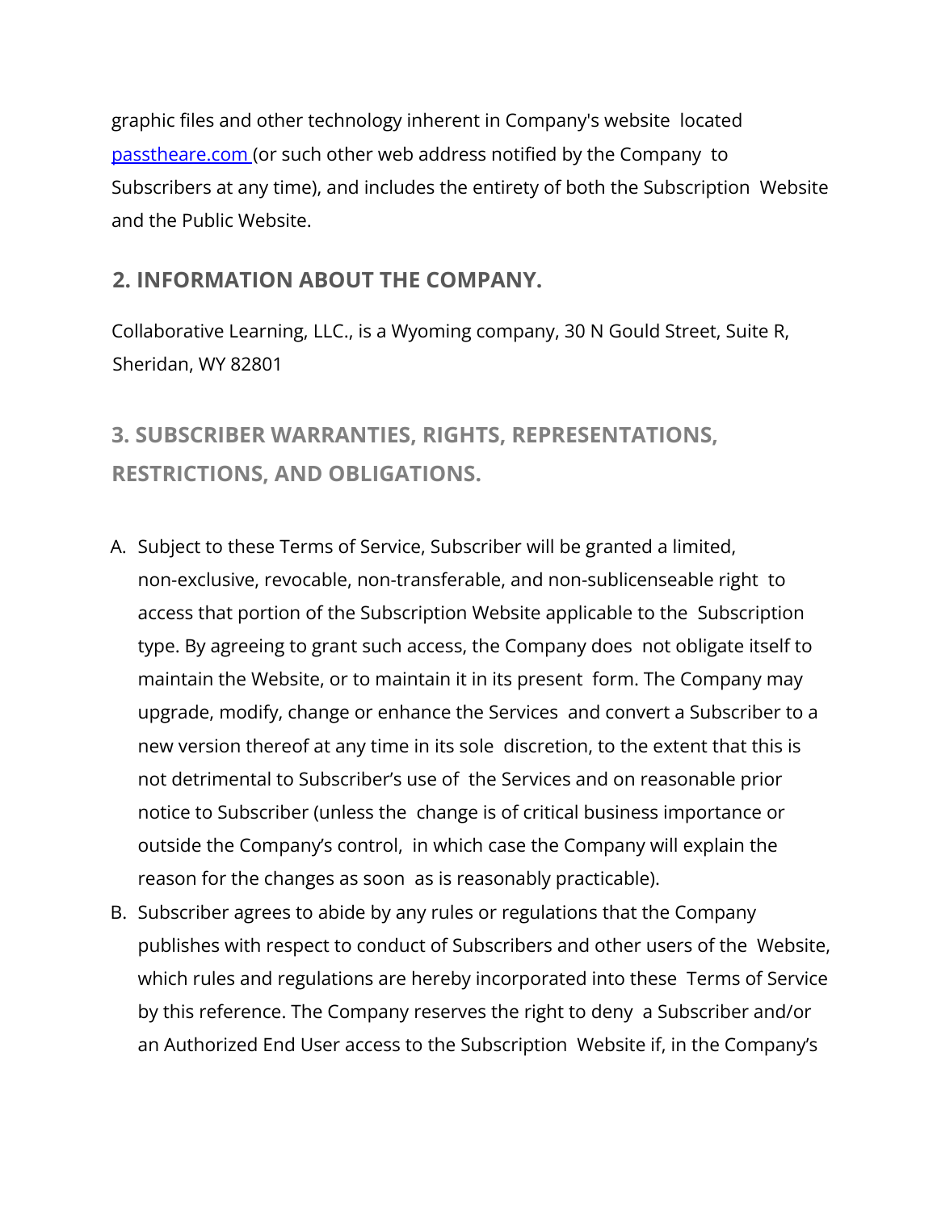graphic files and other technology inherent in Company's website located [passtheare.com](passtheare.com) (or such other web address notified by the Company to Subscribers at any time), and includes the entirety of both the Subscription Website and the Public Website.

## 2. INFORMATION ABOUT THE COMPANY.

Collaborative Learning, LLC., is a Wyoming company, 30 N Gould Street, Suite R, Sheridan, WY 82801

## 3. SUBSCRIBER WARRANTIES, RIGHTS, REPRESENTATIONS, RESTRICTIONS, AND OBLIGATIONS.

A. Subject to these Terms of Service, Subscriber will be granted a limited, non-exclusive, revocable, non-transferable, and non-sublicenseable right to access that portion of the Subscription Website applicable to the Subscription type. By agreeing to grant such access, the Company does not obligate itself to maintain the Website, or to maintain it in its present form. The Company may upgrade, modify, change or enhance the Services and convert a Subscriber to a new version thereof at any time in its sole discretion, to the extent that this is not detrimental to Subscriber's use of the Services and on reasonable prior notice to Subscriber (unless the change is of critical business importance or outside the Company's control, in which case the Company will explain the reason for the changes as soon as is reasonably practicable).

B. Subscriber agrees to abide by any rules or regulations that the Company publishes with respect to conduct of Subscribers and other users of the Website, which rules and regulations are hereby incorporated into these Terms of Service by this reference. The Company reserves the right to deny a Subscriber and/or an Authorized End User access to the Subscription Website if, in the Company's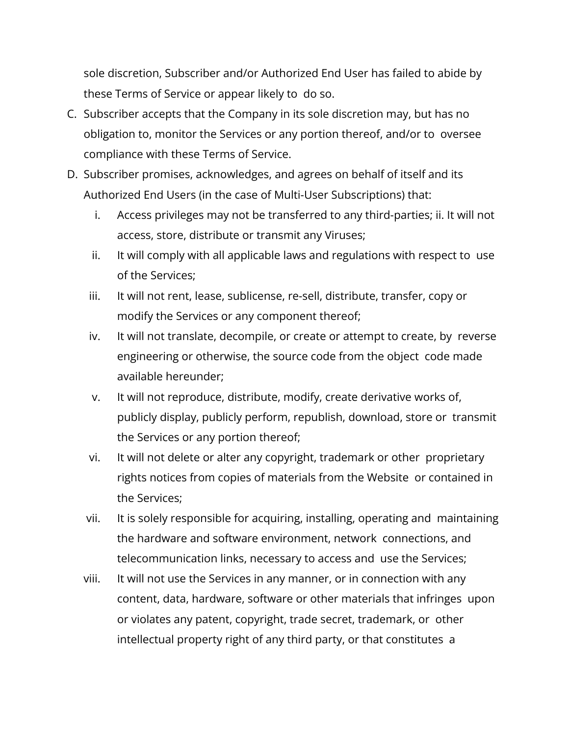sole discretion, Subscriber and/or Authorized End User has failed to abide by these Terms of Service or appear likely to do so.

C. Subscriber accepts that the Company in its sole discretion may, but has no obligation to, monitor the Services or any portion thereof, and/or to oversee compliance with these Terms of Service.

D. Subscriber promises, acknowledges, and agrees on behalf of itself and its Authorized End Users (in the case of Multi-User Subscriptions) that:

   i. Access privileges may not be transferred to any third-parties; ii. It will not access, store, distribute or transmit any Viruses;

   ii. It will comply with all applicable laws and regulations with respect to use of the Services;

   iii. It will not rent, lease, sublicense, re-sell, distribute, transfer, copy or modify the Services or any component thereof;

   iv. It will not translate, decompile, or create or attempt to create, by reverse engineering or otherwise, the source code from the object code made available hereunder;

   v. It will not reproduce, distribute, modify, create derivative works of, publicly display, publicly perform, republish, download, store or transmit the Services or any portion thereof;

   vi. It will not delete or alter any copyright, trademark or other proprietary rights notices from copies of materials from the Website or contained in the Services;

   vii. It is solely responsible for acquiring, installing, operating and maintaining the hardware and software environment, network connections, and telecommunication links, necessary to access and use the Services;

   viii. It will not use the Services in any manner, or in connection with any content, data, hardware, software or other materials that infringes upon or violates any patent, copyright, trade secret, trademark, or other intellectual property right of any third party, or that constitutes a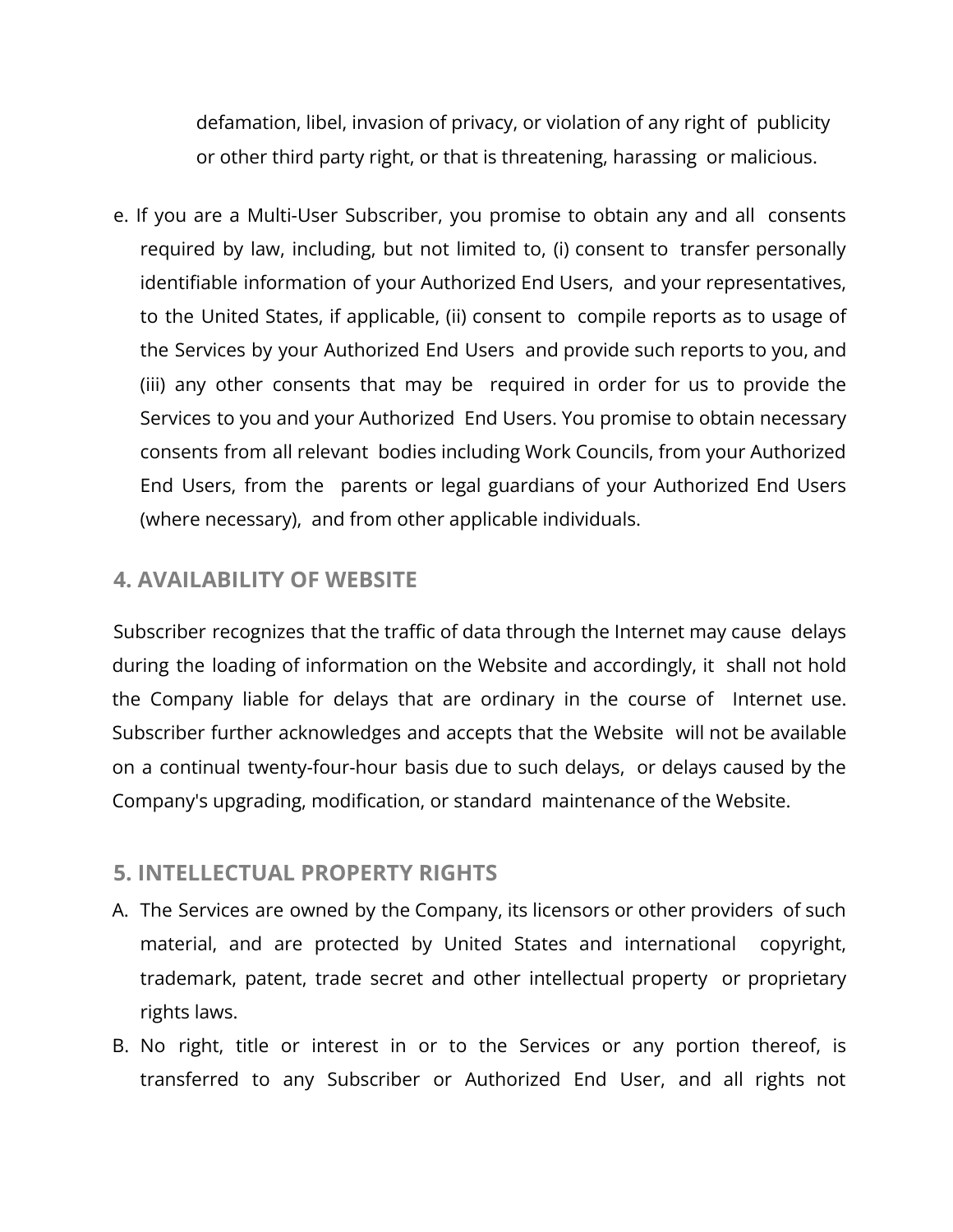defamation, libel, invasion of privacy, or violation of any right of publicity or other third party right, or that is threatening, harassing or malicious.

e. If you are a Multi-User Subscriber, you promise to obtain any and all consents required by law, including, but not limited to, (i) consent to transfer personally identifiable information of your Authorized End Users, and your representatives, to the United States, if applicable, (ii) consent to compile reports as to usage of the Services by your Authorized End Users and provide such reports to you, and (iii) any other consents that may be required in order for us to provide the Services to you and your Authorized End Users. You promise to obtain necessary consents from all relevant bodies including Work Councils, from your Authorized End Users, from the parents or legal guardians of your Authorized End Users (where necessary), and from other applicable individuals.

## 4. AVAILABILITY OF WEBSITE

Subscriber recognizes that the traffic of data through the Internet may cause delays during the loading of information on the Website and accordingly, it shall not hold the Company liable for delays that are ordinary in the course of Internet use. Subscriber further acknowledges and accepts that the Website will not be available on a continual twenty-four-hour basis due to such delays, or delays caused by the Company's upgrading, modification, or standard maintenance of the Website.

## 5. INTELLECTUAL PROPERTY RIGHTS

A. The Services are owned by the Company, its licensors or other providers of such material, and are protected by United States and international copyright, trademark, patent, trade secret and other intellectual property or proprietary rights laws.

B. No right, title or interest in or to the Services or any portion thereof, is transferred to any Subscriber or Authorized End User, and all rights not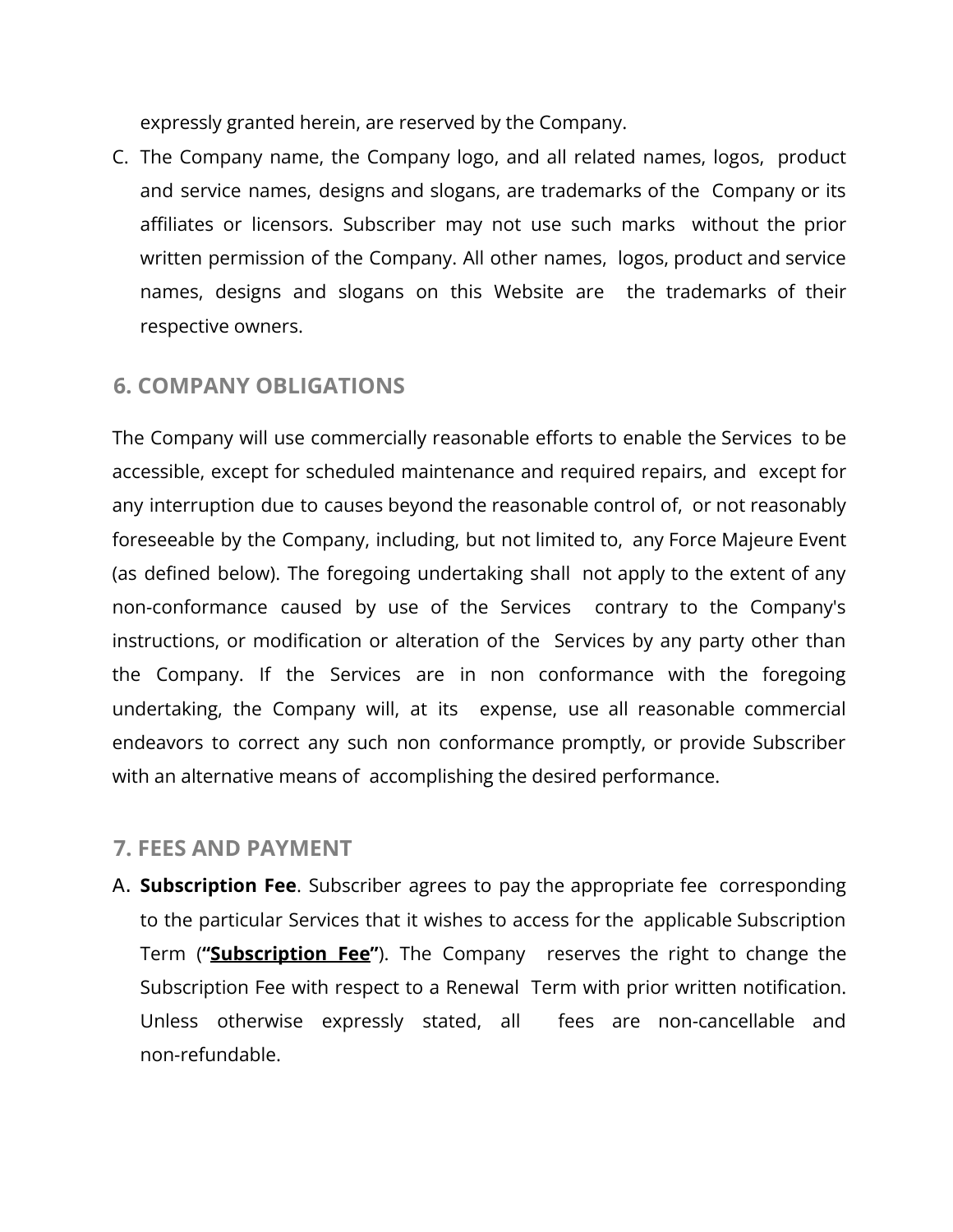expressly granted herein, are reserved by the Company.

C. The Company name, the Company logo, and all related names, logos, product and service names, designs and slogans, are trademarks of the Company or its affiliates or licensors. Subscriber may not use such marks without the prior written permission of the Company. All other names, logos, product and service names, designs and slogans on this Website are the trademarks of their respective owners.

## 6. COMPANY OBLIGATIONS

The Company will use commercially reasonable efforts to enable the Services to be accessible, except for scheduled maintenance and required repairs, and except for any interruption due to causes beyond the reasonable control of, or not reasonably foreseeable by the Company, including, but not limited to, any Force Majeure Event (as defined below). The foregoing undertaking shall not apply to the extent of any non-conformance caused by use of the Services contrary to the Company's instructions, or modification or alteration of the Services by any party other than the Company. If the Services are in non conformance with the foregoing undertaking, the Company will, at its expense, use all reasonable commercial endeavors to correct any such non conformance promptly, or provide Subscriber with an alternative means of accomplishing the desired performance.

## 7. FEES AND PAYMENT

A. **Subscription Fee**. Subscriber agrees to pay the appropriate fee corresponding to the particular Services that it wishes to access for the applicable Subscription Term (**"Subscription Fee"**). The Company reserves the right to change the Subscription Fee with respect to a Renewal Term with prior written notification. Unless otherwise expressly stated, all fees are non-cancellable and non-refundable.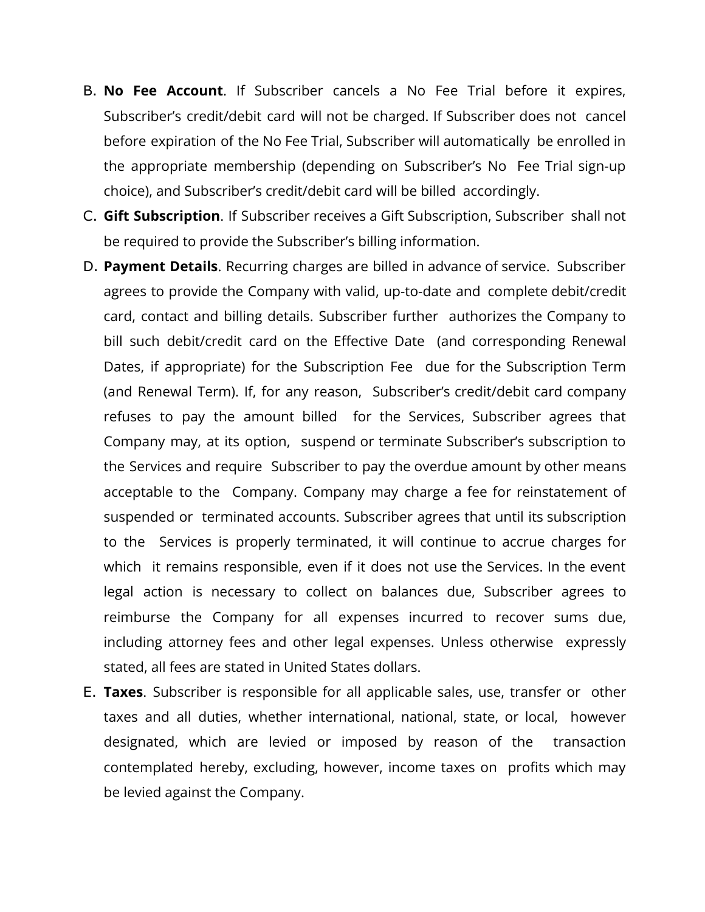B. **No Fee Account**. If Subscriber cancels a No Fee Trial before it expires, Subscriber's credit/debit card will not be charged. If Subscriber does not cancel before expiration of the No Fee Trial, Subscriber will automatically be enrolled in the appropriate membership (depending on Subscriber's No Fee Trial sign-up choice), and Subscriber's credit/debit card will be billed accordingly.

C. **Gift Subscription**. If Subscriber receives a Gift Subscription, Subscriber shall not be required to provide the Subscriber's billing information.

D. **Payment Details**. Recurring charges are billed in advance of service. Subscriber agrees to provide the Company with valid, up-to-date and complete debit/credit card, contact and billing details. Subscriber further authorizes the Company to bill such debit/credit card on the Effective Date (and corresponding Renewal Dates, if appropriate) for the Subscription Fee due for the Subscription Term (and Renewal Term). If, for any reason, Subscriber's credit/debit card company refuses to pay the amount billed for the Services, Subscriber agrees that Company may, at its option, suspend or terminate Subscriber's subscription to the Services and require Subscriber to pay the overdue amount by other means acceptable to the Company. Company may charge a fee for reinstatement of suspended or terminated accounts. Subscriber agrees that until its subscription to the Services is properly terminated, it will continue to accrue charges for which it remains responsible, even if it does not use the Services. In the event legal action is necessary to collect on balances due, Subscriber agrees to reimburse the Company for all expenses incurred to recover sums due, including attorney fees and other legal expenses. Unless otherwise expressly stated, all fees are stated in United States dollars.

E. **Taxes**. Subscriber is responsible for all applicable sales, use, transfer or other taxes and all duties, whether international, national, state, or local, however designated, which are levied or imposed by reason of the transaction contemplated hereby, excluding, however, income taxes on profits which may be levied against the Company.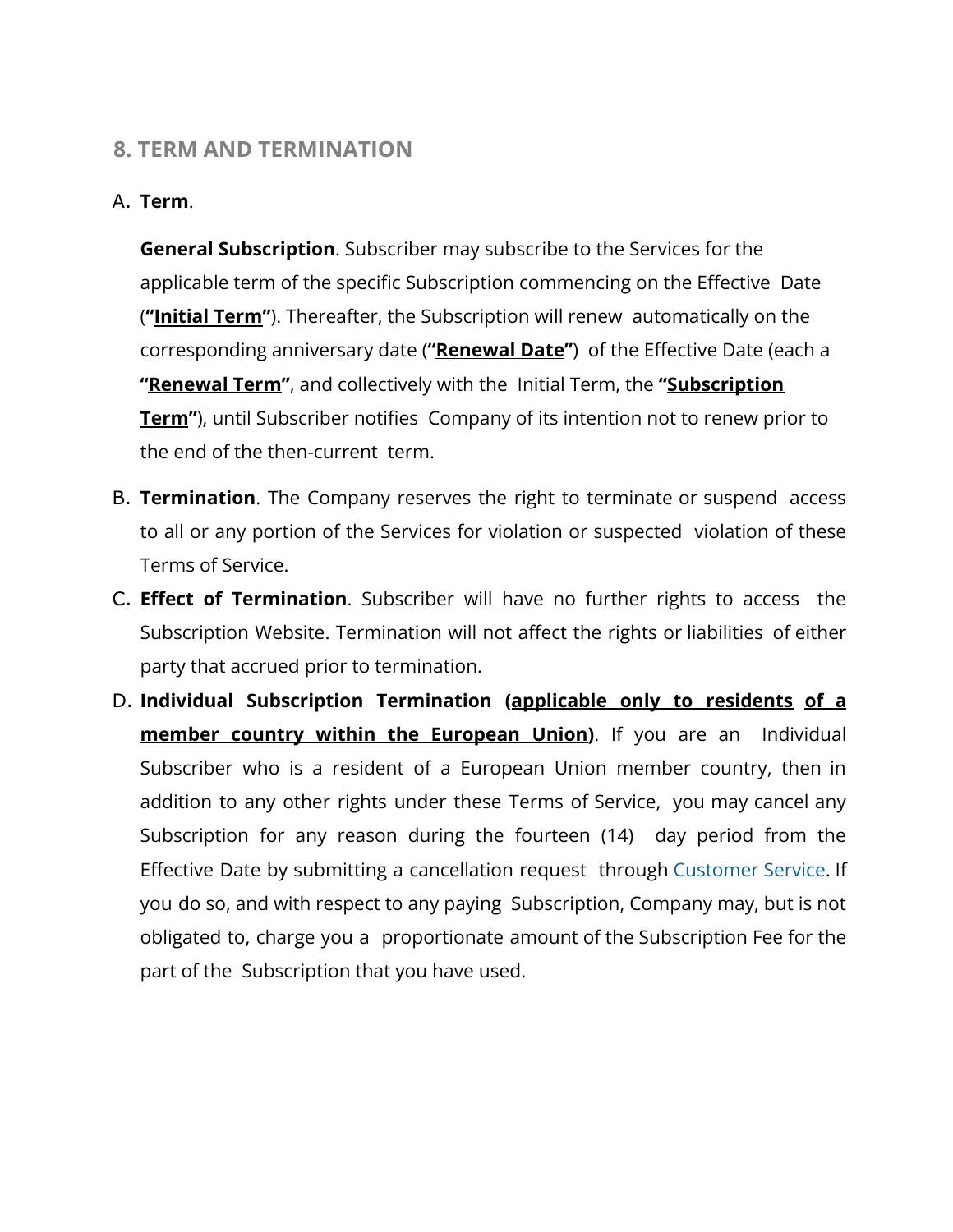## 8. TERM AND TERMINATION

A. **Term**.

   **General Subscription**. Subscriber may subscribe to the Services for the applicable term of the specific Subscription commencing on the Effective Date (**"Initial Term"**). Thereafter, the Subscription will renew automatically on the corresponding anniversary date (**"Renewal Date"**) of the Effective Date (each a **"Renewal Term"**, and collectively with the Initial Term, the **"Subscription Term"**), until Subscriber notifies Company of its intention not to renew prior to the end of the then-current term.

B. **Termination**. The Company reserves the right to terminate or suspend access to all or any portion of the Services for violation or suspected violation of these Terms of Service.

C. **Effect of Termination**. Subscriber will have no further rights to access the Subscription Website. Termination will not affect the rights or liabilities of either party that accrued prior to termination.

D. **Individual Subscription Termination (applicable only to residents of a member country within the European Union)**. If you are an Individual Subscriber who is a resident of a European Union member country, then in addition to any other rights under these Terms of Service, you may cancel any Subscription for any reason during the fourteen (14) day period from the Effective Date by submitting a cancellation request through Customer Service. If you do so, and with respect to any paying Subscription, Company may, but is not obligated to, charge you a proportionate amount of the Subscription Fee for the part of the Subscription that you have used.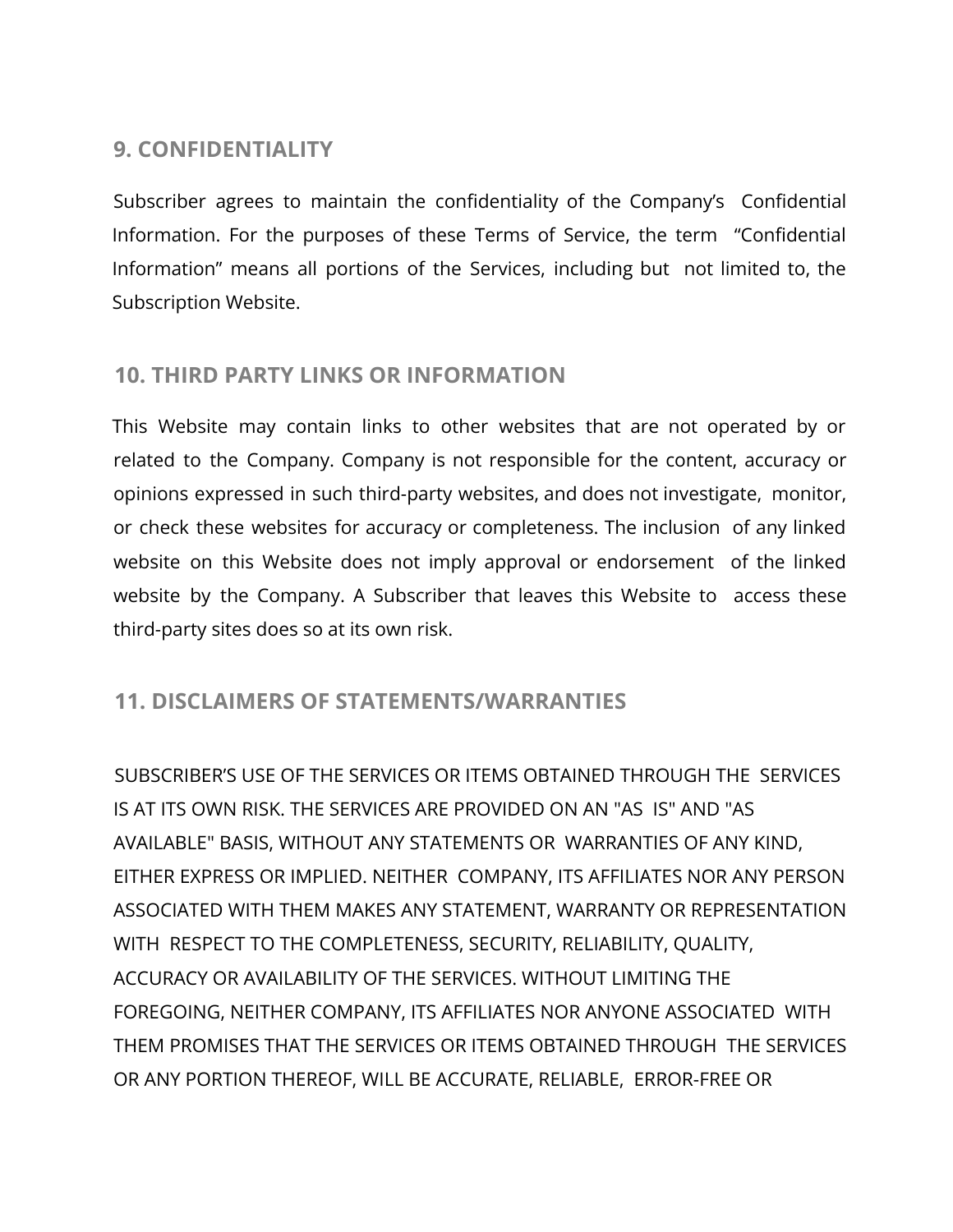## 9. CONFIDENTIALITY

Subscriber agrees to maintain the confidentiality of the Company's Confidential Information. For the purposes of these Terms of Service, the term "Confidential Information" means all portions of the Services, including but not limited to, the Subscription Website.

## 10. THIRD PARTY LINKS OR INFORMATION

This Website may contain links to other websites that are not operated by or related to the Company. Company is not responsible for the content, accuracy or opinions expressed in such third-party websites, and does not investigate, monitor, or check these websites for accuracy or completeness. The inclusion of any linked website on this Website does not imply approval or endorsement of the linked website by the Company. A Subscriber that leaves this Website to access these third-party sites does so at its own risk.

## 11. DISCLAIMERS OF STATEMENTS/WARRANTIES

SUBSCRIBER'S USE OF THE SERVICES OR ITEMS OBTAINED THROUGH THE SERVICES IS AT ITS OWN RISK. THE SERVICES ARE PROVIDED ON AN "AS IS" AND "AS AVAILABLE" BASIS, WITHOUT ANY STATEMENTS OR WARRANTIES OF ANY KIND, EITHER EXPRESS OR IMPLIED. NEITHER COMPANY, ITS AFFILIATES NOR ANY PERSON ASSOCIATED WITH THEM MAKES ANY STATEMENT, WARRANTY OR REPRESENTATION WITH RESPECT TO THE COMPLETENESS, SECURITY, RELIABILITY, QUALITY, ACCURACY OR AVAILABILITY OF THE SERVICES. WITHOUT LIMITING THE FOREGOING, NEITHER COMPANY, ITS AFFILIATES NOR ANYONE ASSOCIATED WITH THEM PROMISES THAT THE SERVICES OR ITEMS OBTAINED THROUGH THE SERVICES OR ANY PORTION THEREOF, WILL BE ACCURATE, RELIABLE, ERROR-FREE OR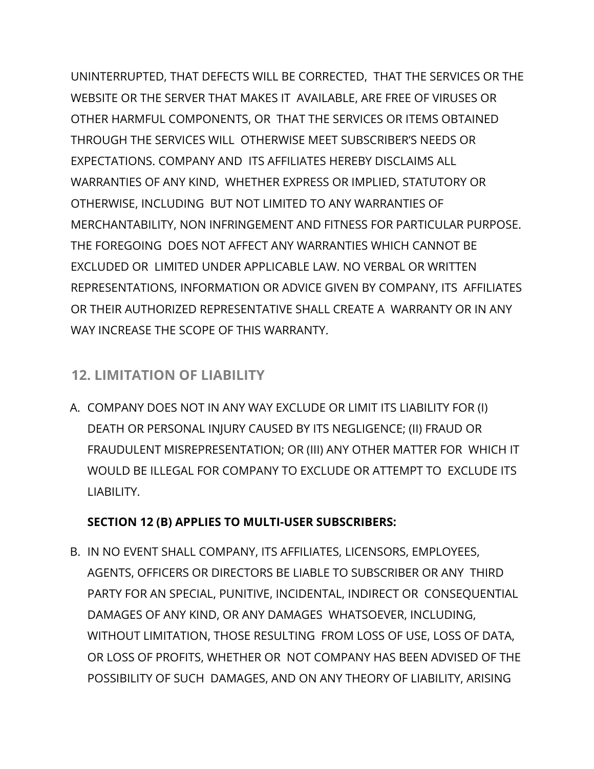UNINTERRUPTED, THAT DEFECTS WILL BE CORRECTED, THAT THE SERVICES OR THE WEBSITE OR THE SERVER THAT MAKES IT AVAILABLE, ARE FREE OF VIRUSES OR OTHER HARMFUL COMPONENTS, OR THAT THE SERVICES OR ITEMS OBTAINED THROUGH THE SERVICES WILL OTHERWISE MEET SUBSCRIBER'S NEEDS OR EXPECTATIONS. COMPANY AND ITS AFFILIATES HEREBY DISCLAIMS ALL WARRANTIES OF ANY KIND, WHETHER EXPRESS OR IMPLIED, STATUTORY OR OTHERWISE, INCLUDING BUT NOT LIMITED TO ANY WARRANTIES OF MERCHANTABILITY, NON INFRINGEMENT AND FITNESS FOR PARTICULAR PURPOSE. THE FOREGOING DOES NOT AFFECT ANY WARRANTIES WHICH CANNOT BE EXCLUDED OR LIMITED UNDER APPLICABLE LAW. NO VERBAL OR WRITTEN REPRESENTATIONS, INFORMATION OR ADVICE GIVEN BY COMPANY, ITS AFFILIATES OR THEIR AUTHORIZED REPRESENTATIVE SHALL CREATE A WARRANTY OR IN ANY WAY INCREASE THE SCOPE OF THIS WARRANTY.

## 12. LIMITATION OF LIABILITY

A. COMPANY DOES NOT IN ANY WAY EXCLUDE OR LIMIT ITS LIABILITY FOR (I) DEATH OR PERSONAL INJURY CAUSED BY ITS NEGLIGENCE; (II) FRAUD OR FRAUDULENT MISREPRESENTATION; OR (III) ANY OTHER MATTER FOR WHICH IT WOULD BE ILLEGAL FOR COMPANY TO EXCLUDE OR ATTEMPT TO EXCLUDE ITS LIABILITY.

**SECTION 12 (B) APPLIES TO MULTI-USER SUBSCRIBERS:**

B. IN NO EVENT SHALL COMPANY, ITS AFFILIATES, LICENSORS, EMPLOYEES, AGENTS, OFFICERS OR DIRECTORS BE LIABLE TO SUBSCRIBER OR ANY THIRD PARTY FOR AN SPECIAL, PUNITIVE, INCIDENTAL, INDIRECT OR CONSEQUENTIAL DAMAGES OF ANY KIND, OR ANY DAMAGES WHATSOEVER, INCLUDING, WITHOUT LIMITATION, THOSE RESULTING FROM LOSS OF USE, LOSS OF DATA, OR LOSS OF PROFITS, WHETHER OR NOT COMPANY HAS BEEN ADVISED OF THE POSSIBILITY OF SUCH DAMAGES, AND ON ANY THEORY OF LIABILITY, ARISING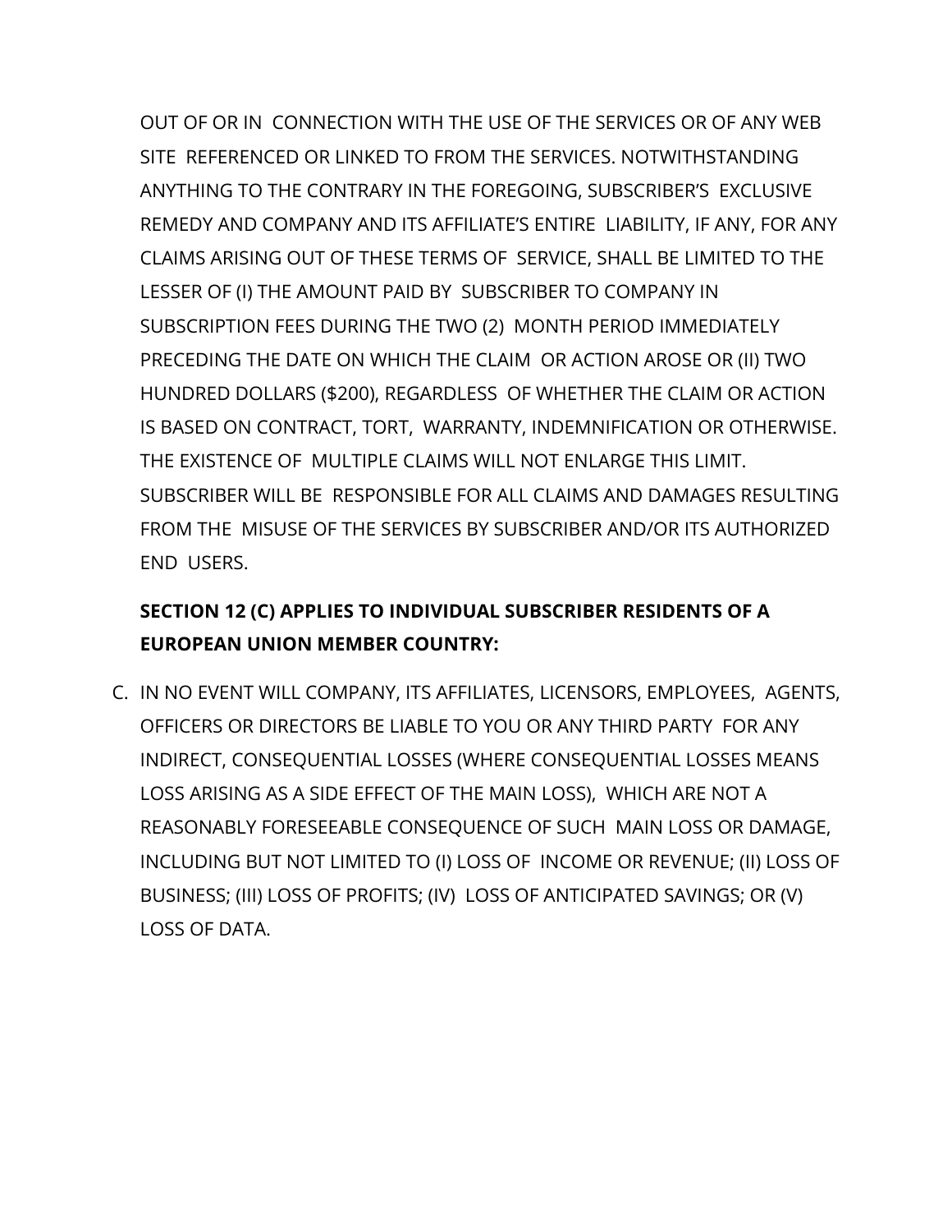OUT OF OR IN CONNECTION WITH THE USE OF THE SERVICES OR OF ANY WEB SITE REFERENCED OR LINKED TO FROM THE SERVICES. NOTWITHSTANDING ANYTHING TO THE CONTRARY IN THE FOREGOING, SUBSCRIBER'S EXCLUSIVE REMEDY AND COMPANY AND ITS AFFILIATE'S ENTIRE LIABILITY, IF ANY, FOR ANY CLAIMS ARISING OUT OF THESE TERMS OF SERVICE, SHALL BE LIMITED TO THE LESSER OF (I) THE AMOUNT PAID BY SUBSCRIBER TO COMPANY IN SUBSCRIPTION FEES DURING THE TWO (2) MONTH PERIOD IMMEDIATELY PRECEDING THE DATE ON WHICH THE CLAIM OR ACTION AROSE OR (II) TWO HUNDRED DOLLARS ($200), REGARDLESS OF WHETHER THE CLAIM OR ACTION IS BASED ON CONTRACT, TORT, WARRANTY, INDEMNIFICATION OR OTHERWISE. THE EXISTENCE OF MULTIPLE CLAIMS WILL NOT ENLARGE THIS LIMIT. SUBSCRIBER WILL BE RESPONSIBLE FOR ALL CLAIMS AND DAMAGES RESULTING FROM THE MISUSE OF THE SERVICES BY SUBSCRIBER AND/OR ITS AUTHORIZED END USERS.

**SECTION 12 (C) APPLIES TO INDIVIDUAL SUBSCRIBER RESIDENTS OF A EUROPEAN UNION MEMBER COUNTRY:**

C. IN NO EVENT WILL COMPANY, ITS AFFILIATES, LICENSORS, EMPLOYEES, AGENTS, OFFICERS OR DIRECTORS BE LIABLE TO YOU OR ANY THIRD PARTY FOR ANY INDIRECT, CONSEQUENTIAL LOSSES (WHERE CONSEQUENTIAL LOSSES MEANS LOSS ARISING AS A SIDE EFFECT OF THE MAIN LOSS), WHICH ARE NOT A REASONABLY FORESEEABLE CONSEQUENCE OF SUCH MAIN LOSS OR DAMAGE, INCLUDING BUT NOT LIMITED TO (I) LOSS OF INCOME OR REVENUE; (II) LOSS OF BUSINESS; (III) LOSS OF PROFITS; (IV) LOSS OF ANTICIPATED SAVINGS; OR (V) LOSS OF DATA.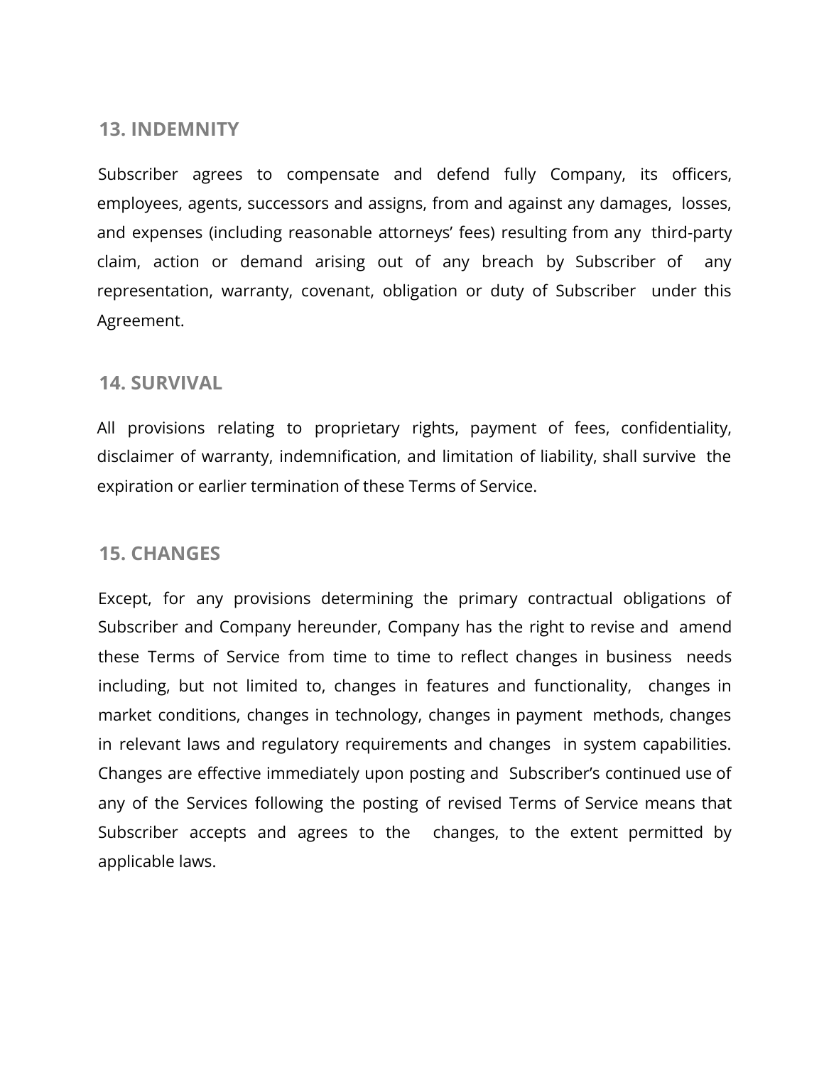## 13. INDEMNITY

Subscriber agrees to compensate and defend fully Company, its officers, employees, agents, successors and assigns, from and against any damages, losses, and expenses (including reasonable attorneys' fees) resulting from any third-party claim, action or demand arising out of any breach by Subscriber of any representation, warranty, covenant, obligation or duty of Subscriber under this Agreement.

## 14. SURVIVAL

All provisions relating to proprietary rights, payment of fees, confidentiality, disclaimer of warranty, indemnification, and limitation of liability, shall survive the expiration or earlier termination of these Terms of Service.

## 15. CHANGES

Except, for any provisions determining the primary contractual obligations of Subscriber and Company hereunder, Company has the right to revise and amend these Terms of Service from time to time to reflect changes in business needs including, but not limited to, changes in features and functionality, changes in market conditions, changes in technology, changes in payment methods, changes in relevant laws and regulatory requirements and changes in system capabilities. Changes are effective immediately upon posting and Subscriber's continued use of any of the Services following the posting of revised Terms of Service means that Subscriber accepts and agrees to the changes, to the extent permitted by applicable laws.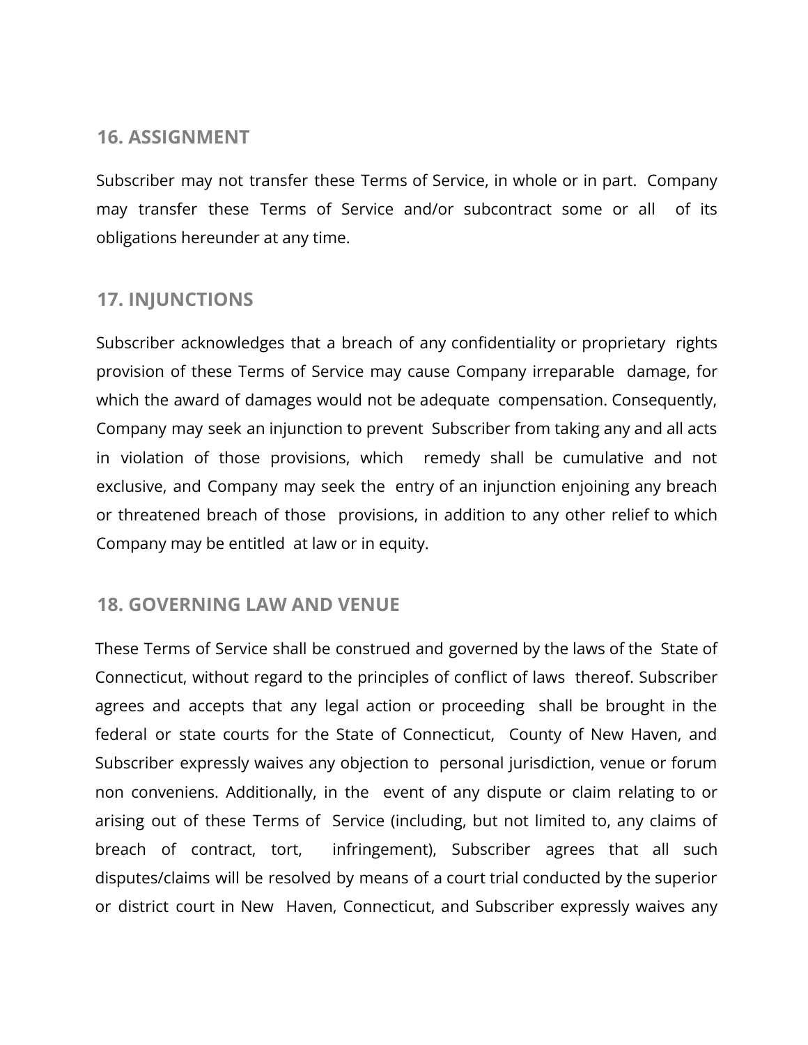## 16. ASSIGNMENT

Subscriber may not transfer these Terms of Service, in whole or in part. Company may transfer these Terms of Service and/or subcontract some or all of its obligations hereunder at any time.

## 17. INJUNCTIONS

Subscriber acknowledges that a breach of any confidentiality or proprietary rights provision of these Terms of Service may cause Company irreparable damage, for which the award of damages would not be adequate compensation. Consequently, Company may seek an injunction to prevent Subscriber from taking any and all acts in violation of those provisions, which remedy shall be cumulative and not exclusive, and Company may seek the entry of an injunction enjoining any breach or threatened breach of those provisions, in addition to any other relief to which Company may be entitled at law or in equity.

## 18. GOVERNING LAW AND VENUE

These Terms of Service shall be construed and governed by the laws of the State of Connecticut, without regard to the principles of conflict of laws thereof. Subscriber agrees and accepts that any legal action or proceeding shall be brought in the federal or state courts for the State of Connecticut, County of New Haven, and Subscriber expressly waives any objection to personal jurisdiction, venue or forum non conveniens. Additionally, in the event of any dispute or claim relating to or arising out of these Terms of Service (including, but not limited to, any claims of breach of contract, tort, infringement), Subscriber agrees that all such disputes/claims will be resolved by means of a court trial conducted by the superior or district court in New Haven, Connecticut, and Subscriber expressly waives any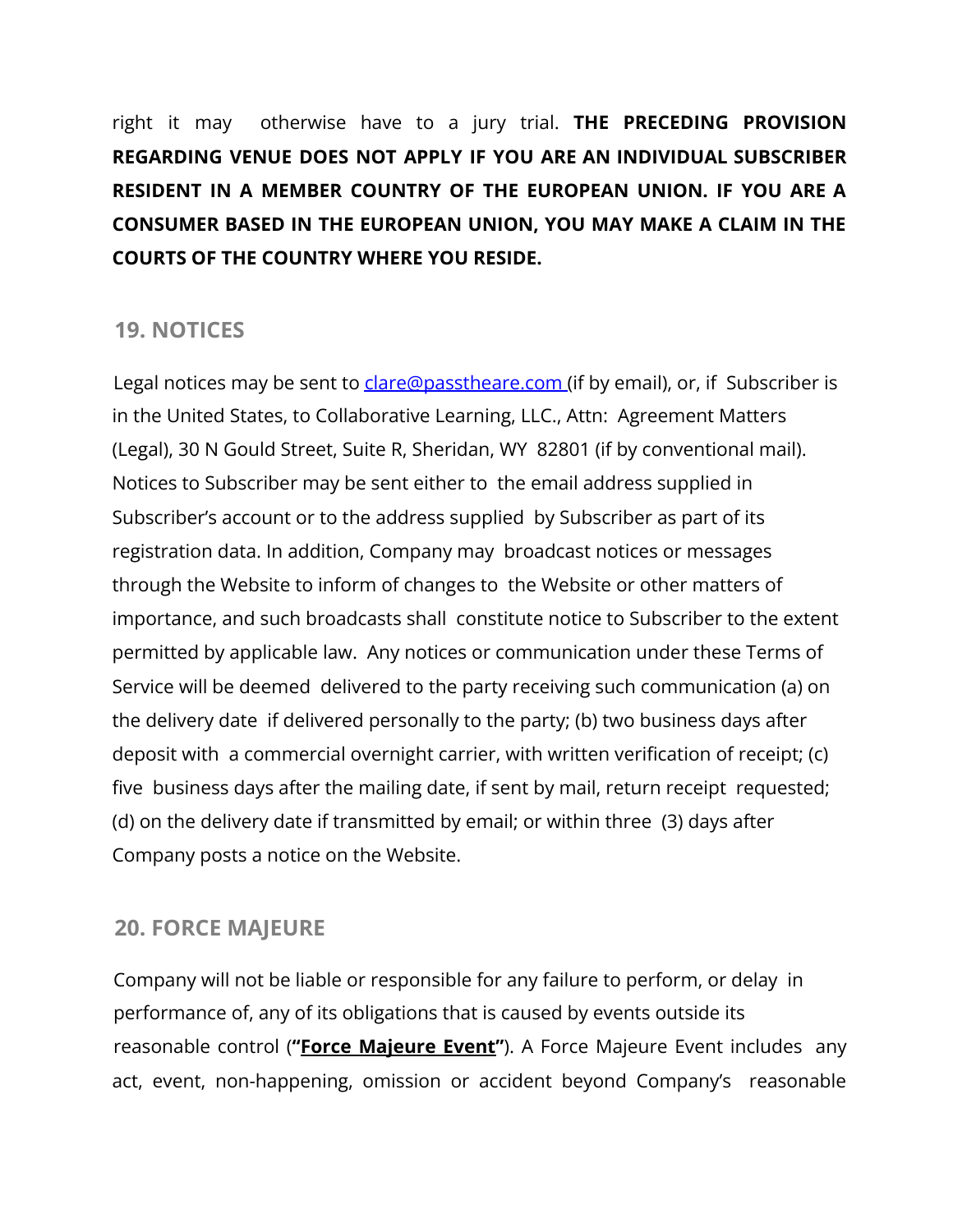right it may otherwise have to a jury trial. **THE PRECEDING PROVISION REGARDING VENUE DOES NOT APPLY IF YOU ARE AN INDIVIDUAL SUBSCRIBER RESIDENT IN A MEMBER COUNTRY OF THE EUROPEAN UNION. IF YOU ARE A CONSUMER BASED IN THE EUROPEAN UNION, YOU MAY MAKE A CLAIM IN THE COURTS OF THE COUNTRY WHERE YOU RESIDE.**

## 19. NOTICES

Legal notices may be sent to clare@passtheare.com (if by email), or, if Subscriber is in the United States, to Collaborative Learning, LLC., Attn: Agreement Matters (Legal), 30 N Gould Street, Suite R, Sheridan, WY 82801 (if by conventional mail). Notices to Subscriber may be sent either to the email address supplied in Subscriber's account or to the address supplied by Subscriber as part of its registration data. In addition, Company may broadcast notices or messages through the Website to inform of changes to the Website or other matters of importance, and such broadcasts shall constitute notice to Subscriber to the extent permitted by applicable law. Any notices or communication under these Terms of Service will be deemed delivered to the party receiving such communication (a) on the delivery date if delivered personally to the party; (b) two business days after deposit with a commercial overnight carrier, with written verification of receipt; (c) five business days after the mailing date, if sent by mail, return receipt requested; (d) on the delivery date if transmitted by email; or within three (3) days after Company posts a notice on the Website.

## 20. FORCE MAJEURE

Company will not be liable or responsible for any failure to perform, or delay in performance of, any of its obligations that is caused by events outside its reasonable control (**"Force Majeure Event"**). A Force Majeure Event includes any act, event, non-happening, omission or accident beyond Company's reasonable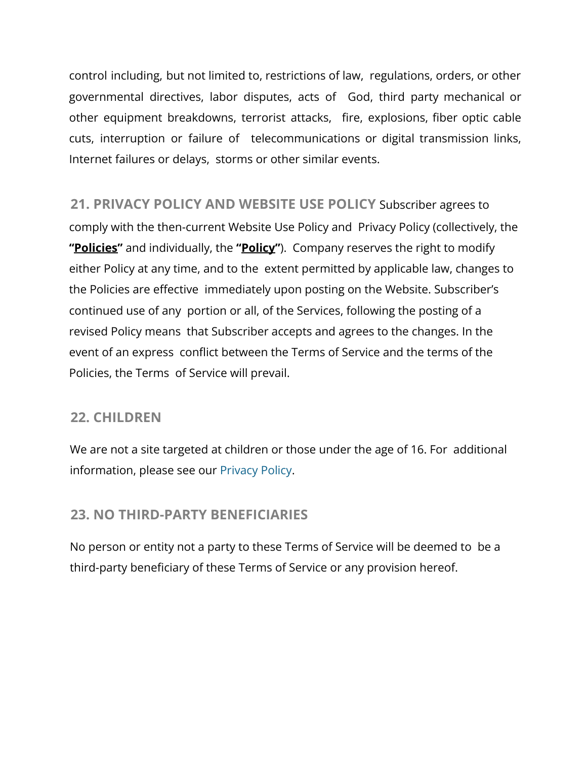control including, but not limited to, restrictions of law, regulations, orders, or other governmental directives, labor disputes, acts of God, third party mechanical or other equipment breakdowns, terrorist attacks, fire, explosions, fiber optic cable cuts, interruption or failure of telecommunications or digital transmission links, Internet failures or delays, storms or other similar events.

**21. PRIVACY POLICY AND WEBSITE USE POLICY** Subscriber agrees to comply with the then-current Website Use Policy and Privacy Policy (collectively, the **"Policies"** and individually, the **"Policy"**). Company reserves the right to modify either Policy at any time, and to the extent permitted by applicable law, changes to the Policies are effective immediately upon posting on the Website. Subscriber's continued use of any portion or all, of the Services, following the posting of a revised Policy means that Subscriber accepts and agrees to the changes. In the event of an express conflict between the Terms of Service and the terms of the Policies, the Terms of Service will prevail.

## 22. CHILDREN

We are not a site targeted at children or those under the age of 16. For additional information, please see our Privacy Policy.

## 23. NO THIRD-PARTY BENEFICIARIES

No person or entity not a party to these Terms of Service will be deemed to be a third-party beneficiary of these Terms of Service or any provision hereof.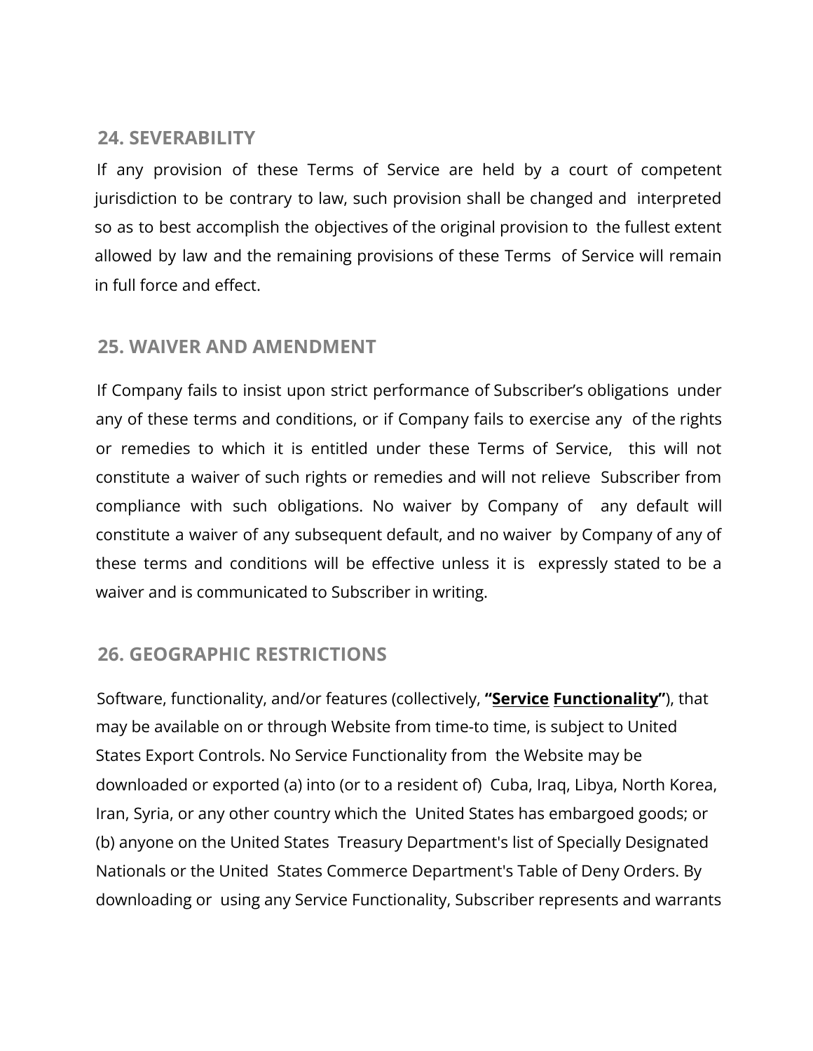## 24. SEVERABILITY

If any provision of these Terms of Service are held by a court of competent jurisdiction to be contrary to law, such provision shall be changed and interpreted so as to best accomplish the objectives of the original provision to the fullest extent allowed by law and the remaining provisions of these Terms of Service will remain in full force and effect.

## 25. WAIVER AND AMENDMENT

If Company fails to insist upon strict performance of Subscriber's obligations under any of these terms and conditions, or if Company fails to exercise any of the rights or remedies to which it is entitled under these Terms of Service, this will not constitute a waiver of such rights or remedies and will not relieve Subscriber from compliance with such obligations. No waiver by Company of any default will constitute a waiver of any subsequent default, and no waiver by Company of any of these terms and conditions will be effective unless it is expressly stated to be a waiver and is communicated to Subscriber in writing.

## 26. GEOGRAPHIC RESTRICTIONS

Software, functionality, and/or features (collectively, **"Service Functionality"**), that may be available on or through Website from time-to time, is subject to United States Export Controls. No Service Functionality from the Website may be downloaded or exported (a) into (or to a resident of) Cuba, Iraq, Libya, North Korea, Iran, Syria, or any other country which the United States has embargoed goods; or (b) anyone on the United States Treasury Department's list of Specially Designated Nationals or the United States Commerce Department's Table of Deny Orders. By downloading or using any Service Functionality, Subscriber represents and warrants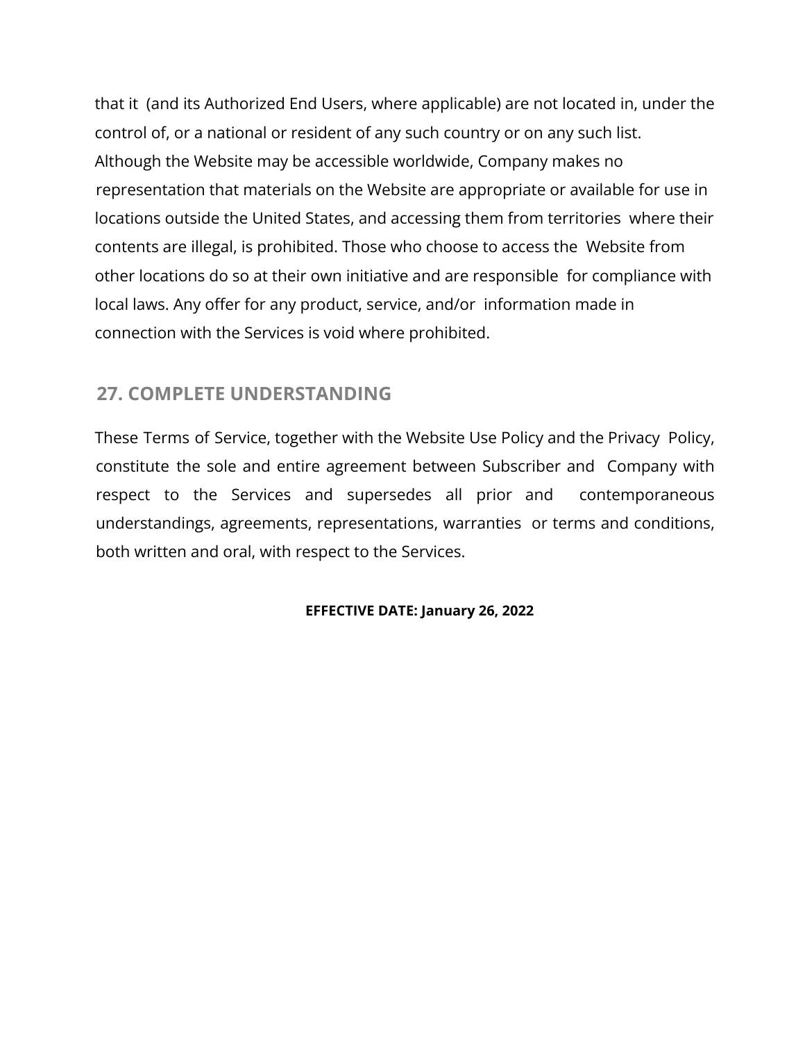that it (and its Authorized End Users, where applicable) are not located in, under the control of, or a national or resident of any such country or on any such list. Although the Website may be accessible worldwide, Company makes no representation that materials on the Website are appropriate or available for use in locations outside the United States, and accessing them from territories where their contents are illegal, is prohibited. Those who choose to access the Website from other locations do so at their own initiative and are responsible for compliance with local laws. Any offer for any product, service, and/or information made in connection with the Services is void where prohibited.

## 27. COMPLETE UNDERSTANDING

These Terms of Service, together with the Website Use Policy and the Privacy Policy, constitute the sole and entire agreement between Subscriber and Company with respect to the Services and supersedes all prior and contemporaneous understandings, agreements, representations, warranties or terms and conditions, both written and oral, with respect to the Services.

**EFFECTIVE DATE: January 26, 2022**